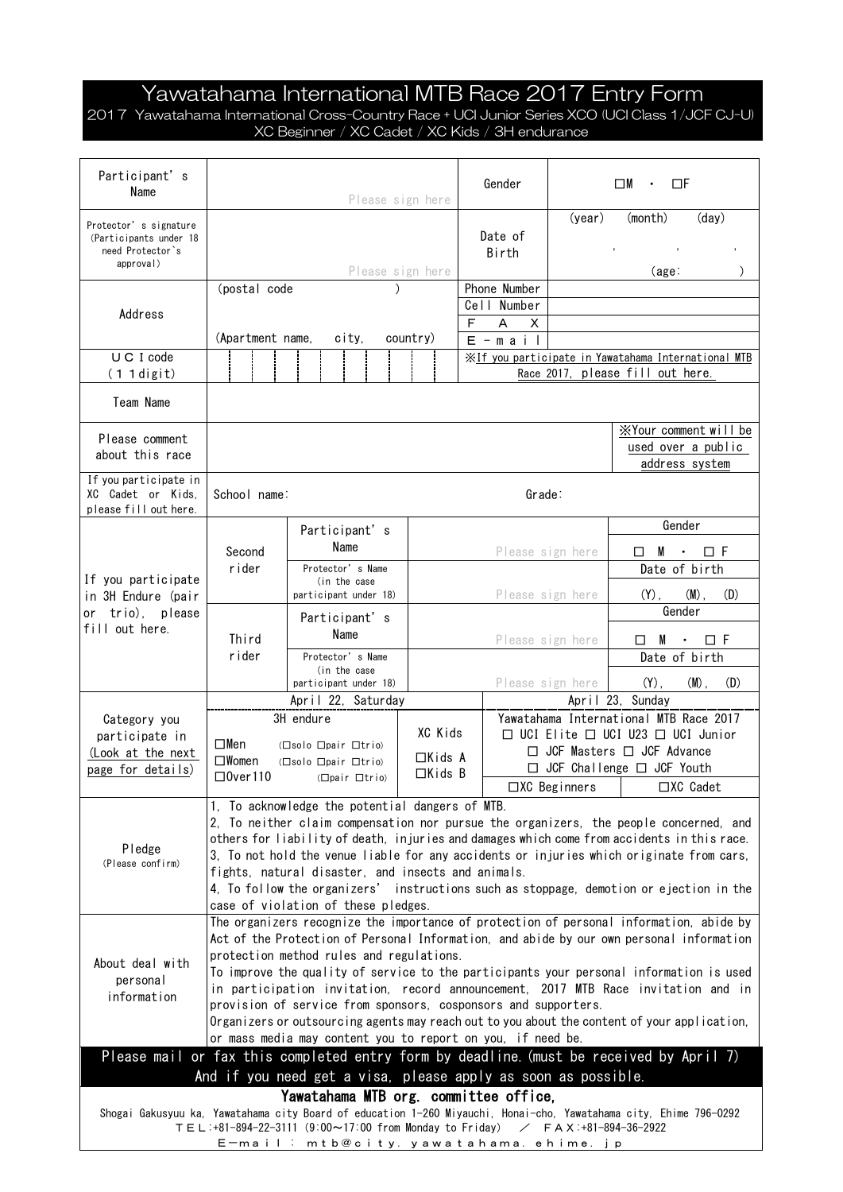# Yawatahama International MTB Race 2017 Entry Form

2017 Yawatahama International Cross-Country Race + UCI Junior Series XCO (UCI Class 1/JCF CJ-U)
XC Beginner / XC Cadet / XC Kids / 3H endurance

| Participant's Name | Please sign here | Gender | □M ・ □F |
|---|---|---|---|
| Protector's signature (Participants under 18 need Protector's approval) | Please sign here | Date of Birth | (year) (month) (day) , , , (age: ) |
| Address | (postal code ) (Apartment name, city, country) | Phone Number / Cell Number / FAX / E-mail | |
| UCI code (11digit) | | ※If you participate in Yawatahama International MTB Race 2017, please fill out here. | |
| Team Name | | | |
| Please comment about this race | | ※Your comment will be used over a public address system | |
| If you participate in XC Cadet or Kids, please fill out here. | School name: | Grade: | |

| If you participate in 3H Endure (pair or trio), please fill out here. | | | |
|---|---|---|---|
| Second rider | Participant's Name | Please sign here | Gender □ M ・ □ F |
| | Protector's Name (in the case participant under 18) | Please sign here | Date of birth (Y), (M), (D) |
| Third rider | Participant's Name | Please sign here | Gender □ M ・ □ F |
| | Protector's Name (in the case participant under 18) | Please sign here | Date of birth (Y), (M), (D) |

| Category you participate in (Look at the next page for details) | April 22, Saturday | | April 23, Sunday | |
|---|---|---|---|---|
| | 3H endure | XC Kids | Yawatahama International MTB Race 2017 | |
| | □Men (□solo □pair □trio) □Women (□solo □pair □trio) □Over110 (□pair □trio) | □Kids A □Kids B | □ UCI Elite □ UCI U23 □ UCI Junior □ JCF Masters □ JCF Advance □ JCF Challenge □ JCF Youth | |
| | | | □XC Beginners | □XC Cadet |

**Pledge** (Please confirm)

1, To acknowledge the potential dangers of MTB.
2, To neither claim compensation nor pursue the organizers, the people concerned, and others for liability of death, injuries and damages which come from accidents in this race.
3, To not hold the venue liable for any accidents or injuries which originate from cars, fights, natural disaster, and insects and animals.
4, To follow the organizers' instructions such as stoppage, demotion or ejection in the case of violation of these pledges.

**About deal with personal information**

The organizers recognize the importance of protection of personal information, abide by Act of the Protection of Personal Information, and abide by our own personal information protection method rules and regulations.
To improve the quality of service to the participants your personal information is used in participation invitation, record announcement, 2017 MTB Race invitation and in provision of service from sponsors, cosponsors and supporters.
Organizers or outsourcing agents may reach out to you about the content of your application, or mass media may content you to report on you, if need be.

**Please mail or fax this completed entry form by deadline. (must be received by April 7)**
**And if you need get a visa, please apply as soon as possible.**

**Yawatahama MTB org. committee office,**

Shogai Gakusyuu ka, Yawatahama city Board of education 1-260 Miyauchi, Honai-cho, Yawatahama city, Ehime 796-0292
ＴＥＬ:+81-894-22-3111 (9:00～17:00 from Monday to Friday) ／ ＦＡＸ:+81-894-36-2922
Ｅ−ｍａｉｌ：ｍｔｂ@ｃｉｔｙ．ｙａｗａｔａｈａｍａ．ｅｈｉｍｅ．ｊｐ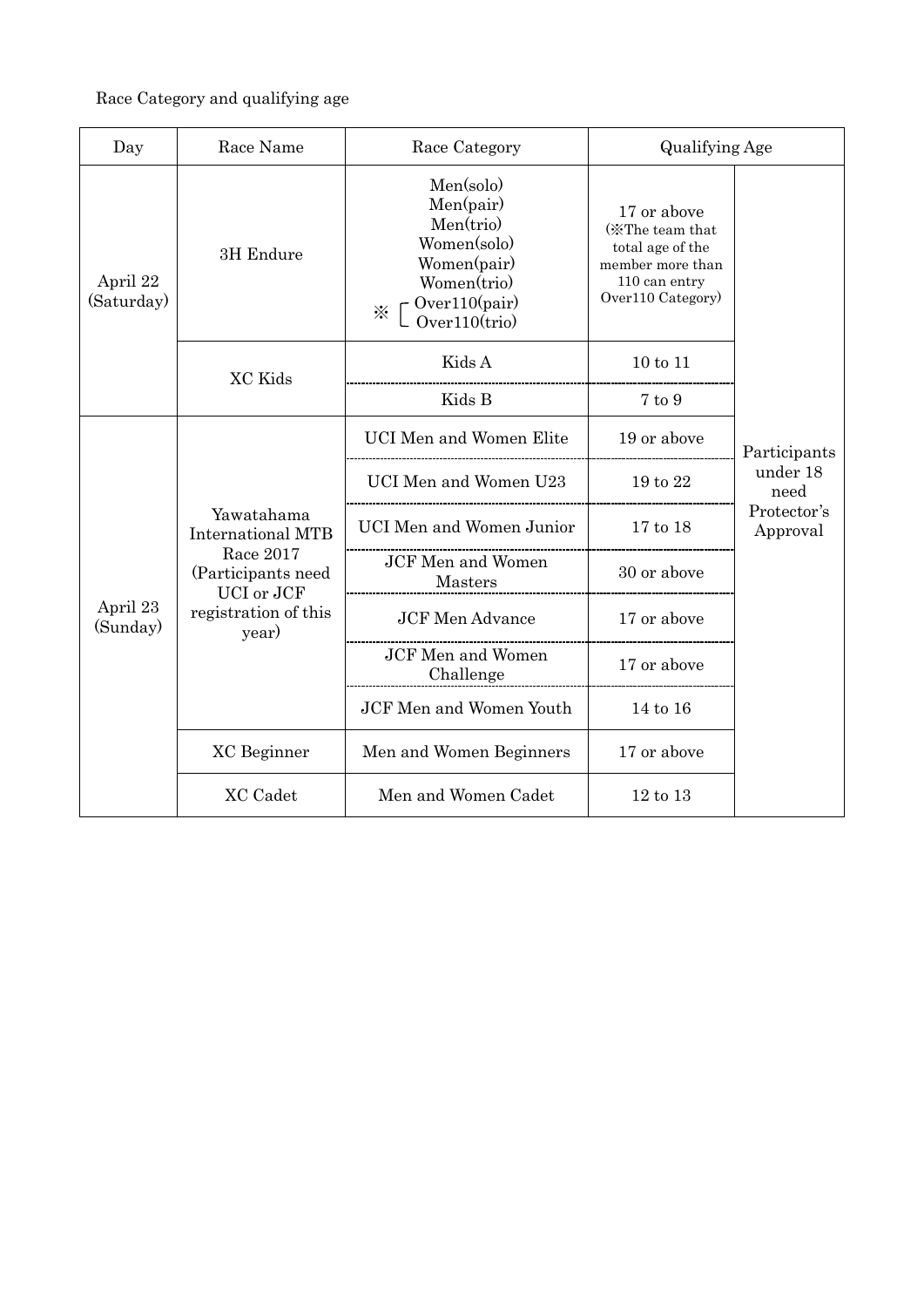Race Category and qualifying age

| Day | Race Name | Race Category | Qualifying Age | |
|---|---|---|---|---|
| April 22 (Saturday) | 3H Endure | Men(solo)<br>Men(pair)<br>Men(trio)<br>Women(solo)<br>Women(pair)<br>Women(trio)<br>※ Over110(pair)<br>※ Over110(trio) | 17 or above<br>(※The team that total age of the member more than 110 can entry Over110 Category) | Participants under 18 need Protector's Approval |
| | XC Kids | Kids A | 10 to 11 | |
| | | Kids B | 7 to 9 | |
| April 23 (Sunday) | Yawatahama International MTB Race 2017<br>(Participants need UCI or JCF registration of this year) | UCI Men and Women Elite | 19 or above | |
| | | UCI Men and Women U23 | 19 to 22 | |
| | | UCI Men and Women Junior | 17 to 18 | |
| | | JCF Men and Women Masters | 30 or above | |
| | | JCF Men Advance | 17 or above | |
| | | JCF Men and Women Challenge | 17 or above | |
| | | JCF Men and Women Youth | 14 to 16 | |
| | XC Beginner | Men and Women Beginners | 17 or above | |
| | XC Cadet | Men and Women Cadet | 12 to 13 | |